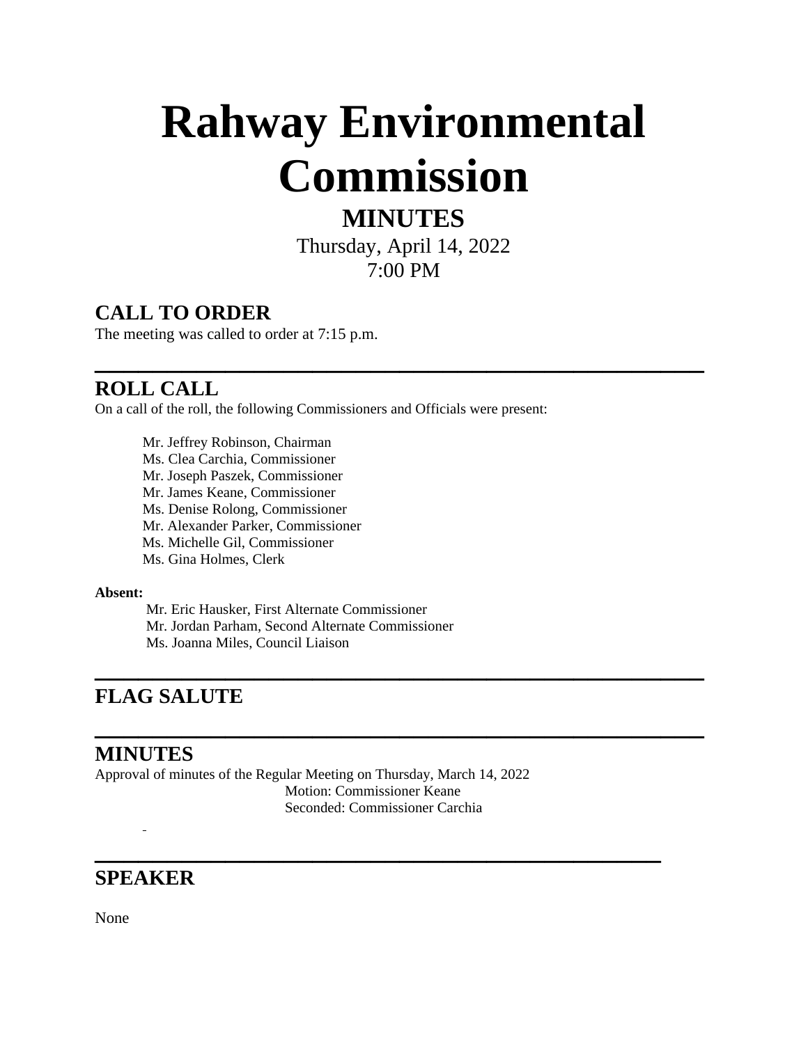# Rahway Environmental Commission

## MINUTES

Thursday, April 14, 2022
7:00 PM

## CALL TO ORDER

The meeting was called to order at 7:15 p.m.

---

## ROLL CALL

On a call of the roll, the following Commissioners and Officials were present:

Mr. Jeffrey Robinson, Chairman
Ms. Clea Carchia, Commissioner
Mr. Joseph Paszek, Commissioner
Mr. James Keane, Commissioner
Ms. Denise Rolong, Commissioner
Mr. Alexander Parker, Commissioner
Ms. Michelle Gil, Commissioner
Ms. Gina Holmes, Clerk

**Absent:**

Mr. Eric Hausker, First Alternate Commissioner
Mr. Jordan Parham, Second Alternate Commissioner
Ms. Joanna Miles, Council Liaison

---

## FLAG SALUTE

---

## MINUTES

Approval of minutes of the Regular Meeting on Thursday, March 14, 2022

Motion: Commissioner Keane
Seconded: Commissioner Carchia

---

## SPEAKER

None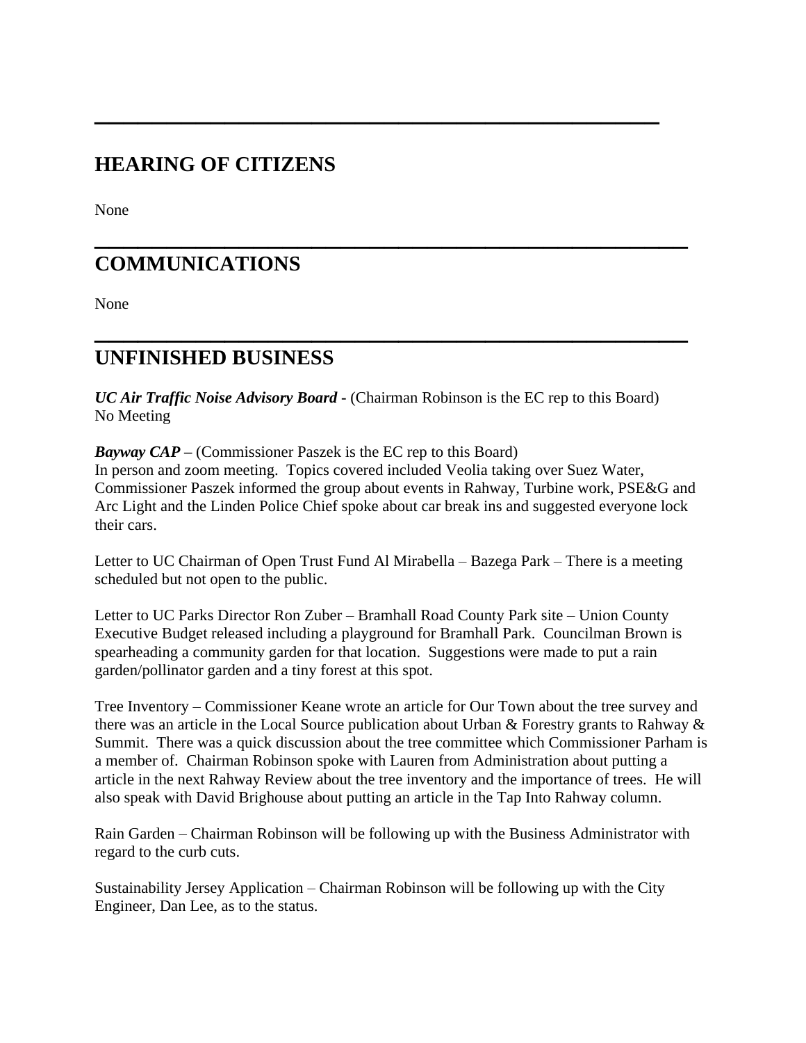---

## HEARING OF CITIZENS

None

---

## COMMUNICATIONS

None

---

## UNFINISHED BUSINESS

***UC Air Traffic Noise Advisory Board*** **-** (Chairman Robinson is the EC rep to this Board)
No Meeting

***Bayway CAP*** **–** (Commissioner Paszek is the EC rep to this Board)
In person and zoom meeting. Topics covered included Veolia taking over Suez Water, Commissioner Paszek informed the group about events in Rahway, Turbine work, PSE&G and Arc Light and the Linden Police Chief spoke about car break ins and suggested everyone lock their cars.

Letter to UC Chairman of Open Trust Fund Al Mirabella – Bazega Park – There is a meeting scheduled but not open to the public.

Letter to UC Parks Director Ron Zuber – Bramhall Road County Park site – Union County Executive Budget released including a playground for Bramhall Park. Councilman Brown is spearheading a community garden for that location. Suggestions were made to put a rain garden/pollinator garden and a tiny forest at this spot.

Tree Inventory – Commissioner Keane wrote an article for Our Town about the tree survey and there was an article in the Local Source publication about Urban & Forestry grants to Rahway & Summit. There was a quick discussion about the tree committee which Commissioner Parham is a member of. Chairman Robinson spoke with Lauren from Administration about putting a article in the next Rahway Review about the tree inventory and the importance of trees. He will also speak with David Brighouse about putting an article in the Tap Into Rahway column.

Rain Garden – Chairman Robinson will be following up with the Business Administrator with regard to the curb cuts.

Sustainability Jersey Application – Chairman Robinson will be following up with the City Engineer, Dan Lee, as to the status.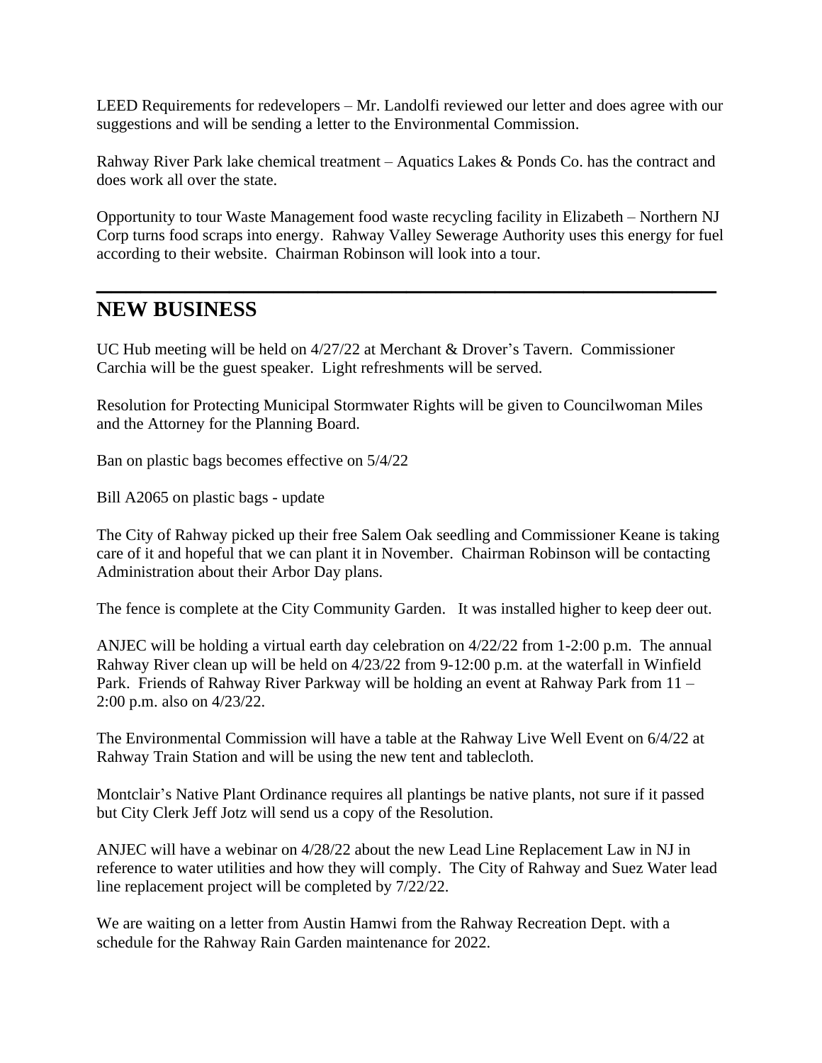LEED Requirements for redevelopers – Mr. Landolfi reviewed our letter and does agree with our suggestions and will be sending a letter to the Environmental Commission.

Rahway River Park lake chemical treatment – Aquatics Lakes & Ponds Co. has the contract and does work all over the state.

Opportunity to tour Waste Management food waste recycling facility in Elizabeth – Northern NJ Corp turns food scraps into energy. Rahway Valley Sewerage Authority uses this energy for fuel according to their website. Chairman Robinson will look into a tour.

---

## NEW BUSINESS

UC Hub meeting will be held on 4/27/22 at Merchant & Drover's Tavern. Commissioner Carchia will be the guest speaker. Light refreshments will be served.

Resolution for Protecting Municipal Stormwater Rights will be given to Councilwoman Miles and the Attorney for the Planning Board.

Ban on plastic bags becomes effective on 5/4/22

Bill A2065 on plastic bags - update

The City of Rahway picked up their free Salem Oak seedling and Commissioner Keane is taking care of it and hopeful that we can plant it in November. Chairman Robinson will be contacting Administration about their Arbor Day plans.

The fence is complete at the City Community Garden. It was installed higher to keep deer out.

ANJEC will be holding a virtual earth day celebration on 4/22/22 from 1-2:00 p.m. The annual Rahway River clean up will be held on 4/23/22 from 9-12:00 p.m. at the waterfall in Winfield Park. Friends of Rahway River Parkway will be holding an event at Rahway Park from 11 – 2:00 p.m. also on 4/23/22.

The Environmental Commission will have a table at the Rahway Live Well Event on 6/4/22 at Rahway Train Station and will be using the new tent and tablecloth.

Montclair's Native Plant Ordinance requires all plantings be native plants, not sure if it passed but City Clerk Jeff Jotz will send us a copy of the Resolution.

ANJEC will have a webinar on 4/28/22 about the new Lead Line Replacement Law in NJ in reference to water utilities and how they will comply. The City of Rahway and Suez Water lead line replacement project will be completed by 7/22/22.

We are waiting on a letter from Austin Hamwi from the Rahway Recreation Dept. with a schedule for the Rahway Rain Garden maintenance for 2022.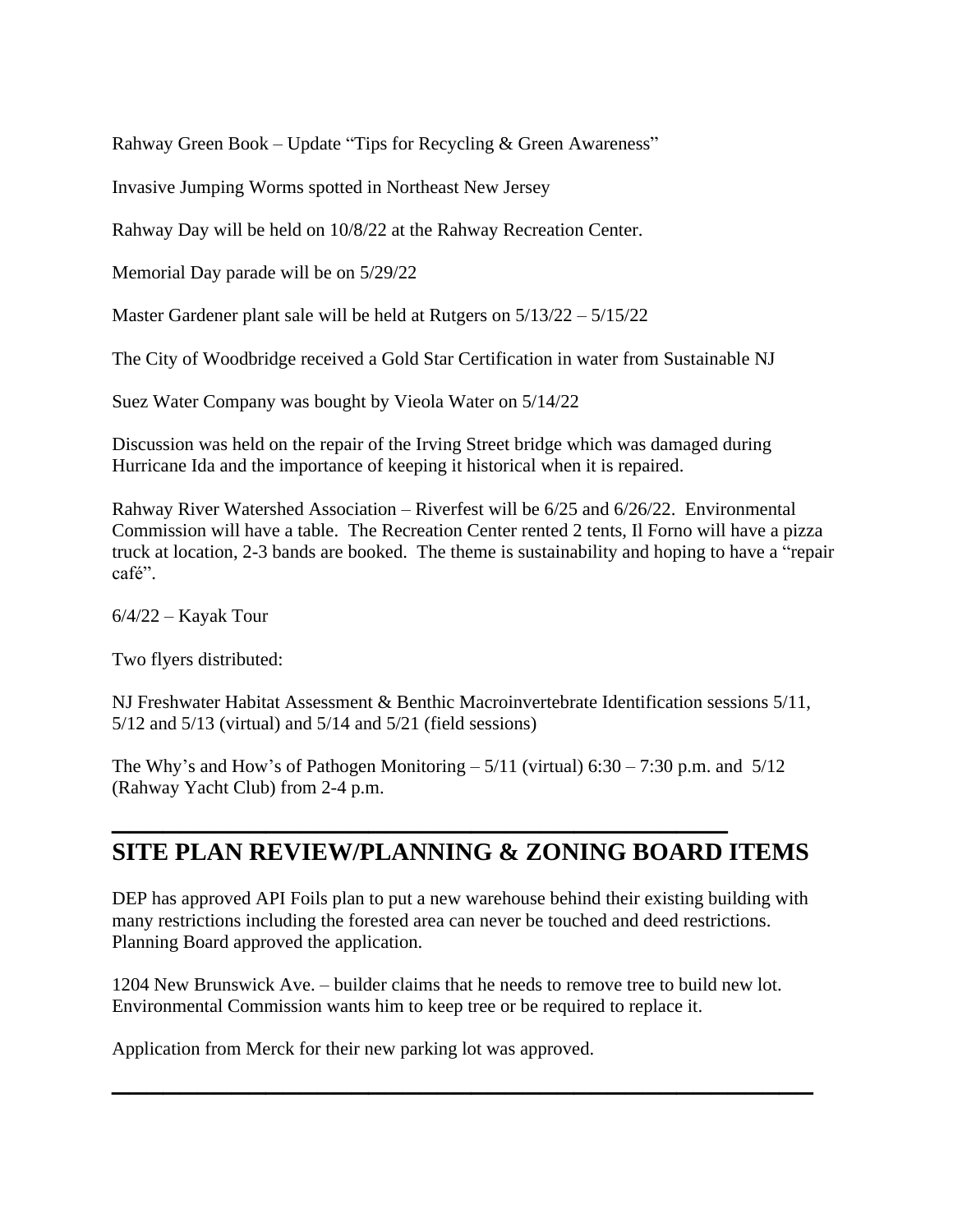Rahway Green Book – Update "Tips for Recycling & Green Awareness"

Invasive Jumping Worms spotted in Northeast New Jersey

Rahway Day will be held on 10/8/22 at the Rahway Recreation Center.

Memorial Day parade will be on 5/29/22

Master Gardener plant sale will be held at Rutgers on 5/13/22 – 5/15/22

The City of Woodbridge received a Gold Star Certification in water from Sustainable NJ

Suez Water Company was bought by Vieola Water on 5/14/22

Discussion was held on the repair of the Irving Street bridge which was damaged during Hurricane Ida and the importance of keeping it historical when it is repaired.

Rahway River Watershed Association – Riverfest will be 6/25 and 6/26/22. Environmental Commission will have a table. The Recreation Center rented 2 tents, Il Forno will have a pizza truck at location, 2-3 bands are booked. The theme is sustainability and hoping to have a "repair café".

6/4/22 – Kayak Tour

Two flyers distributed:

NJ Freshwater Habitat Assessment & Benthic Macroinvertebrate Identification sessions 5/11, 5/12 and 5/13 (virtual) and 5/14 and 5/21 (field sessions)

The Why's and How's of Pathogen Monitoring – 5/11 (virtual) 6:30 – 7:30 p.m. and 5/12 (Rahway Yacht Club) from 2-4 p.m.

---

## SITE PLAN REVIEW/PLANNING & ZONING BOARD ITEMS

DEP has approved API Foils plan to put a new warehouse behind their existing building with many restrictions including the forested area can never be touched and deed restrictions. Planning Board approved the application.

1204 New Brunswick Ave. – builder claims that he needs to remove tree to build new lot. Environmental Commission wants him to keep tree or be required to replace it.

Application from Merck for their new parking lot was approved.

---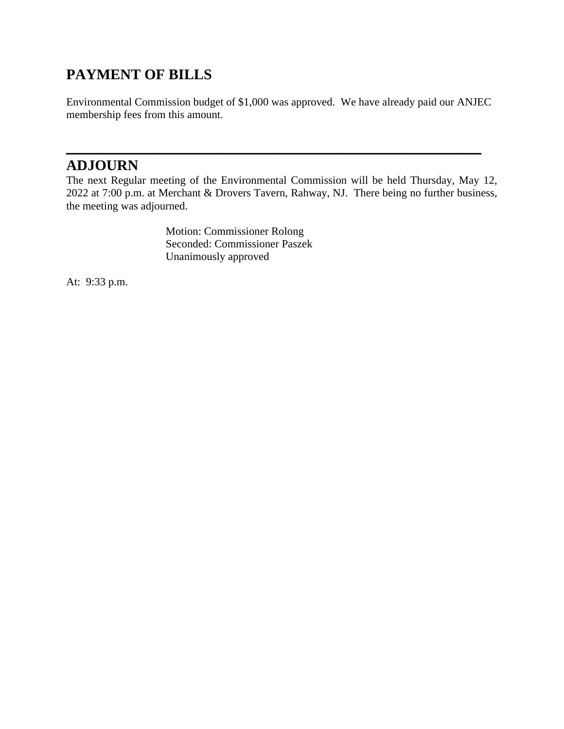## PAYMENT OF BILLS

Environmental Commission budget of $1,000 was approved. We have already paid our ANJEC membership fees from this amount.

---

## ADJOURN

The next Regular meeting of the Environmental Commission will be held Thursday, May 12, 2022 at 7:00 p.m. at Merchant & Drovers Tavern, Rahway, NJ. There being no further business, the meeting was adjourned.

Motion: Commissioner Rolong
Seconded: Commissioner Paszek
Unanimously approved

At: 9:33 p.m.